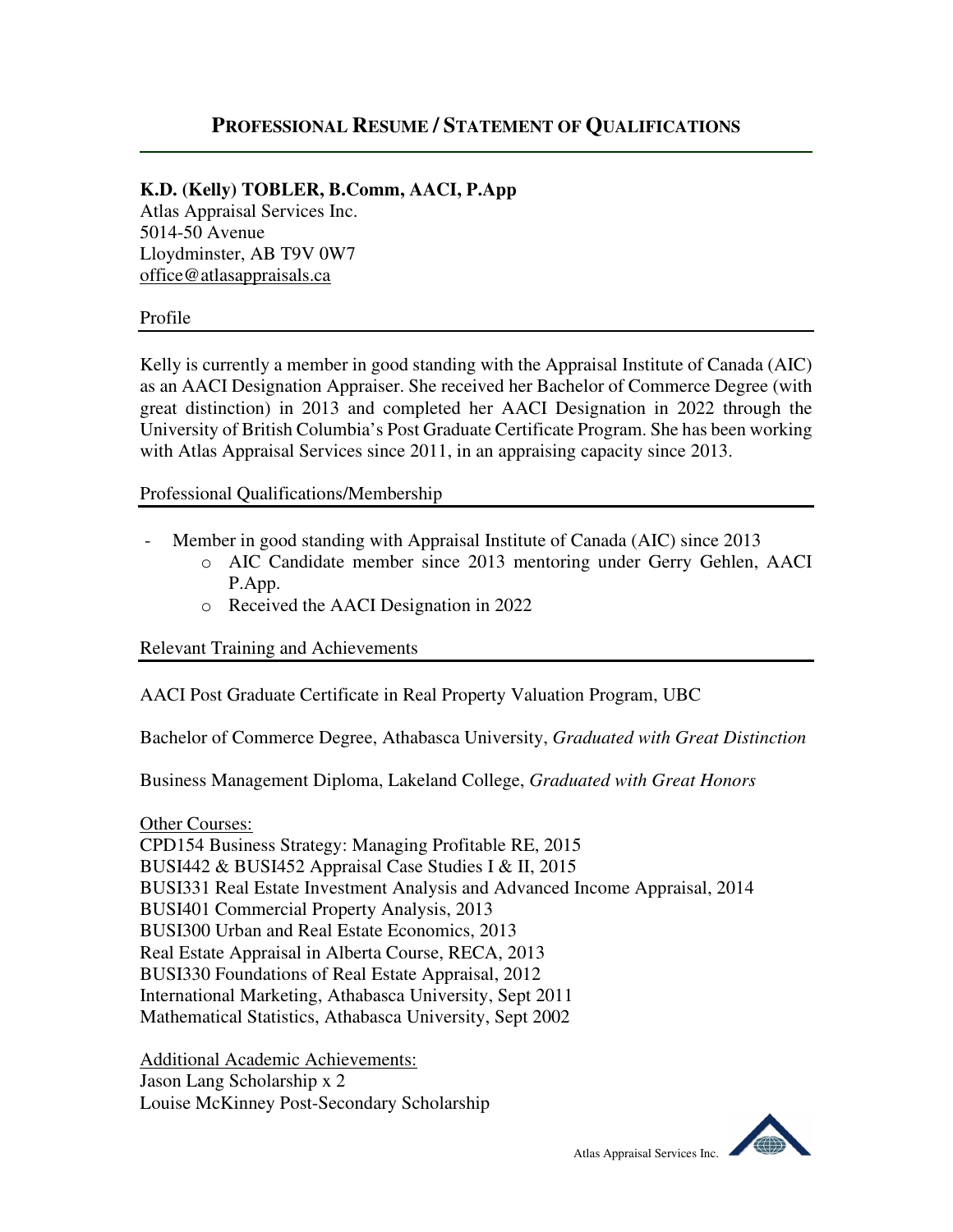# PROFESSIONAL RESUME / STATEMENT OF QUALIFICATIONS

**K.D. (Kelly) TOBLER, B.Comm, AACI, P.App**
Atlas Appraisal Services Inc.
5014-50 Avenue
Lloydminster, AB T9V 0W7
office@atlasappraisals.ca

## Profile

Kelly is currently a member in good standing with the Appraisal Institute of Canada (AIC) as an AACI Designation Appraiser. She received her Bachelor of Commerce Degree (with great distinction) in 2013 and completed her AACI Designation in 2022 through the University of British Columbia's Post Graduate Certificate Program. She has been working with Atlas Appraisal Services since 2011, in an appraising capacity since 2013.

## Professional Qualifications/Membership

- Member in good standing with Appraisal Institute of Canada (AIC) since 2013
  - AIC Candidate member since 2013 mentoring under Gerry Gehlen, AACI P.App.
  - Received the AACI Designation in 2022

## Relevant Training and Achievements

AACI Post Graduate Certificate in Real Property Valuation Program, UBC

Bachelor of Commerce Degree, Athabasca University, *Graduated with Great Distinction*

Business Management Diploma, Lakeland College, *Graduated with Great Honors*

Other Courses:
CPD154 Business Strategy: Managing Profitable RE, 2015
BUSI442 & BUSI452 Appraisal Case Studies I & II, 2015
BUSI331 Real Estate Investment Analysis and Advanced Income Appraisal, 2014
BUSI401 Commercial Property Analysis, 2013
BUSI300 Urban and Real Estate Economics, 2013
Real Estate Appraisal in Alberta Course, RECA, 2013
BUSI330 Foundations of Real Estate Appraisal, 2012
International Marketing, Athabasca University, Sept 2011
Mathematical Statistics, Athabasca University, Sept 2002

Additional Academic Achievements:
Jason Lang Scholarship x 2
Louise McKinney Post-Secondary Scholarship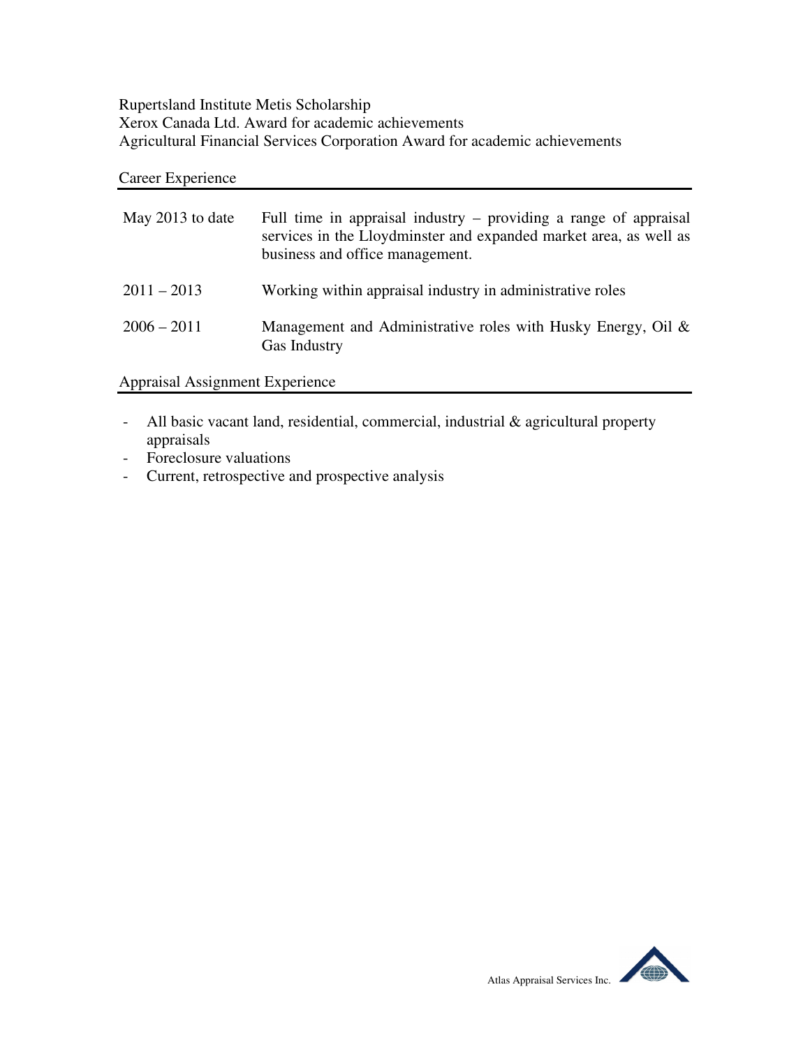Rupertsland Institute Metis Scholarship
Xerox Canada Ltd. Award for academic achievements
Agricultural Financial Services Corporation Award for academic achievements

## Career Experience

| | |
|---|---|
| May 2013 to date | Full time in appraisal industry – providing a range of appraisal services in the Lloydminster and expanded market area, as well as business and office management. |
| 2011 – 2013 | Working within appraisal industry in administrative roles |
| 2006 – 2011 | Management and Administrative roles with Husky Energy, Oil & Gas Industry |

## Appraisal Assignment Experience

- All basic vacant land, residential, commercial, industrial & agricultural property appraisals
- Foreclosure valuations
- Current, retrospective and prospective analysis